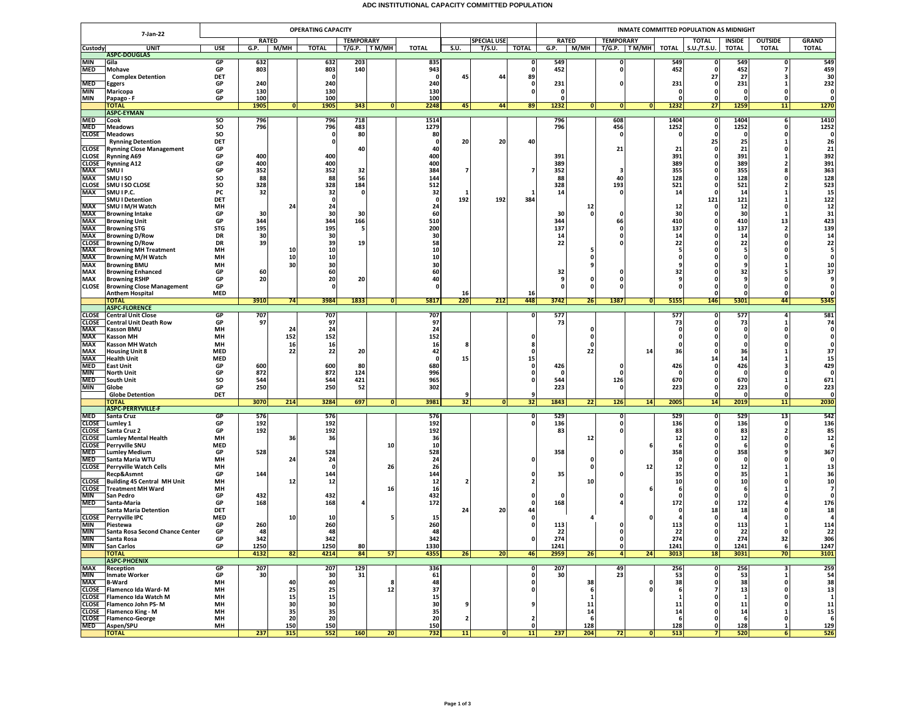# ADC INSTITUTIONAL CAPACITY COMMITTED POPULATION

| 7-Jan-22 | | | OPERATING CAPACITY | | | | | | | | | INMATE COMMITTED POPULATION AS MIDNIGHT | | | | | | | | |
|---|---|---|---|---|---|---|---|---|---|---|---|---|---|---|---|---|---|---|---|---|
| | | | RATED | | | TEMPORARY | | | SPECIAL USE | | | RATED | | TEMPORARY | | | TOTAL | INSIDE | OUTSIDE | GRAND |
| Custody | UNIT | USE | G.P. | M/MH | TOTAL | T/G.P. | T M/MH | TOTAL | S.U. | T/S.U. | TOTAL | G.P. | M/MH | T/G.P. | T M/MH | TOTAL | S.U./T.S.U. | TOTAL | TOTAL | TOTAL |
| | **ASPC-DOUGLAS** | | | | | | | | | | | | | | | | | | | |
| MIN | Gila | GP | 632 | | 632 | 203 | | 835 | | | 0 | 549 | | 0 | | 549 | 0 | 549 | 0 | 549 |
| MED | Mohave | GP | 803 | | 803 | 140 | | 943 | | | 0 | 452 | | 0 | | 452 | 0 | 452 | 7 | 459 |
| | Complex Detention | DET | | | 0 | | | 0 | 45 | 44 | 89 | | | | | | 27 | 27 | 3 | 30 |
| MED | Eggers | GP | 240 | | 240 | | | 240 | | | 0 | 231 | | 0 | | 231 | 0 | 231 | 1 | 232 |
| MIN | Maricopa | GP | 130 | | 130 | | | 130 | | | 0 | 0 | | | | 0 | 0 | 0 | 0 | 0 |
| MIN | Papago - F | GP | 100 | | 100 | | | 100 | | | | 0 | | | | 0 | 0 | 0 | 0 | 0 |
| | **TOTAL** | | **1905** | **0** | **1905** | **343** | **0** | **2248** | **45** | **44** | **89** | **1232** | **0** | **0** | **0** | **1232** | **27** | **1259** | **11** | **1270** |
| | **ASPC-EYMAN** | | | | | | | | | | | | | | | | | | | |
| MED | Cook | SO | 796 | | 796 | 718 | | 1514 | | | | 796 | | 608 | | 1404 | 0 | 1404 | 6 | 1410 |
| MED | Meadows | SO | 796 | | 796 | 483 | | 1279 | | | | 796 | | 456 | | 1252 | 0 | 1252 | 0 | 1252 |
| CLOSE | Meadows | SO | | | 0 | 80 | | 80 | | | | | | 0 | | | 0 | 0 | 0 | 0 |
| | Rynning Detention | DET | | | 0 | | | 0 | 20 | 20 | 40 | | | | | | 25 | 25 | 1 | 26 |
| CLOSE | Rynning Close Management | GP | | | | 40 | | 40 | | | | | | 21 | | 21 | 0 | 21 | 0 | 21 |
| CLOSE | Rynning A69 | GP | 400 | | 400 | | | 400 | | | | 391 | | | | 391 | 0 | 391 | 1 | 392 |
| CLOSE | Rynning A12 | GP | 400 | | 400 | | | 400 | | | | 389 | | | | 389 | 0 | 389 | 2 | 391 |
| MAX | SMU I | GP | 352 | | 352 | 32 | | 384 | 7 | | 7 | 352 | | 3 | | 355 | 0 | 355 | 8 | 363 |
| MAX | SMU I SO | SO | 88 | | 88 | 56 | | 144 | | | | 88 | | 40 | | 128 | 0 | 128 | 0 | 128 |
| CLOSE | SMU I SO CLOSE | SO | 328 | | 328 | 184 | | 512 | | | | 328 | | 193 | | 521 | 0 | 521 | 2 | 523 |
| MAX | SMU I P.C. | PC | 32 | | 32 | 0 | | 32 | 1 | | 1 | 14 | | 0 | | 14 | 0 | 14 | 1 | 15 |
| | SMU I Detention | DET | | | 0 | | | 0 | 192 | 192 | 384 | | | | | | 121 | 121 | 1 | 122 |
| MAX | SMU I M/H Watch | MH | | 24 | 24 | | | 24 | | | | | 12 | | | 12 | 0 | 12 | 0 | 12 |
| MAX | Browning Intake | GP | 30 | | 30 | 30 | | 60 | | | | 30 | 0 | 0 | | 30 | 0 | 30 | 1 | 31 |
| MAX | Browning Unit | GP | 344 | | 344 | 166 | | 510 | | | | 344 | | 66 | | 410 | 0 | 410 | 13 | 423 |
| MAX | Browning STG | STG | 195 | | 195 | 5 | | 200 | | | | 137 | | 0 | | 137 | 0 | 137 | 2 | 139 |
| MAX | Browning D/Row | DR | 30 | | 30 | | | 30 | | | | 14 | | 0 | | 14 | 0 | 14 | 0 | 14 |
| CLOSE | Browning D/Row | DR | 39 | | 39 | 19 | | 58 | | | | 22 | | 0 | | 22 | 0 | 22 | 0 | 22 |
| MAX | Browning MH Treatment | MH | | 10 | 10 | | | 10 | | | | | 5 | | | 5 | 0 | 5 | 0 | 5 |
| MAX | Browning M/H Watch | MH | | 10 | 10 | | | 10 | | | | | 0 | | | 0 | 0 | 0 | 0 | 0 |
| MAX | Browning BMU | MH | | 30 | 30 | | | 30 | | | | | 9 | | | 9 | 0 | 9 | 1 | 10 |
| MAX | Browning Enhanced | GP | 60 | | 60 | | | 60 | | | | 32 | | 0 | | 32 | 0 | 32 | 5 | 37 |
| MAX | Browning RSHP | GP | 20 | | 20 | 20 | | 40 | | | | 9 | 0 | 0 | | 9 | 0 | 9 | 0 | 9 |
| CLOSE | Browning Close Management | GP | | | 0 | | | 0 | | | | 0 | 0 | 0 | | 0 | 0 | 0 | 0 | 0 |
| | Anthem Hospital | MED | | | | | | | 16 | | 16 | | | | | | 0 | 0 | 0 | 0 |
| | **TOTAL** | | **3910** | **74** | **3984** | **1833** | **0** | **5817** | **220** | **212** | **448** | **3742** | **26** | **1387** | **0** | **5155** | **146** | **5301** | **44** | **5345** |
| | **ASPC-FLORENCE** | | | | | | | | | | | | | | | | | | | |
| CLOSE | Central Unit Close | GP | 707 | | 707 | | | 707 | | | 0 | 577 | | | | 577 | 0 | 577 | 4 | 581 |
| CLOSE | Central Unit Death Row | GP | 97 | | 97 | | | 97 | | | | 73 | | | | 73 | 0 | 73 | 1 | 74 |
| MAX | Kasson BMU | MH | | 24 | 24 | | | 24 | | | | | 0 | | | 0 | 0 | 0 | 0 | 0 |
| MAX | Kasson MH | MH | | 152 | 152 | | | 152 | | | 0 | | 0 | | | 0 | 0 | 0 | 0 | 0 |
| MAX | Kasson MH Watch | MH | | 16 | 16 | | | 16 | 8 | | 8 | | 0 | | | 0 | 0 | 0 | 0 | 0 |
| MAX | Housing Unit 8 | MED | | 22 | 22 | 20 | | 42 | | | 0 | | 22 | | 14 | 36 | 0 | 36 | 1 | 37 |
| MAX | Health Unit | MED | | | | | | 0 | 15 | | 15 | | | | | | 14 | 14 | 1 | 15 |
| MED | East Unit | GP | 600 | | 600 | 80 | | 680 | | | 0 | 426 | | 0 | | 426 | 0 | 426 | 3 | 429 |
| MIN | North Unit | GP | 872 | | 872 | 124 | | 996 | | | 0 | 0 | | 0 | | 0 | 0 | 0 | 0 | 0 |
| MED | South Unit | SO | 544 | | 544 | 421 | | 965 | | | 0 | 544 | | 126 | | 670 | 0 | 670 | 1 | 671 |
| MIN | Globe | GP | 250 | | 250 | 52 | | 302 | | | | 223 | | 0 | | 223 | 0 | 223 | 0 | 223 |
| | Globe Detention | DET | | | | | | | 9 | | 9 | | | | | | 0 | 0 | 0 | 0 |
| | **TOTAL** | | **3070** | **214** | **3284** | **697** | **0** | **3981** | **32** | **0** | **32** | **1843** | **22** | **126** | **14** | **2005** | **14** | **2019** | **11** | **2030** |
| | **ASPC-PERRYVILLE-F** | | | | | | | | | | | | | | | | | | | |
| MED | Santa Cruz | GP | 576 | | 576 | | | 576 | | | 0 | 529 | | 0 | | 529 | 0 | 529 | 13 | 542 |
| CLOSE | Lumley 1 | GP | 192 | | 192 | | | 192 | | | 0 | 136 | | 0 | | 136 | 0 | 136 | 0 | 136 |
| CLOSE | Santa Cruz 2 | GP | 192 | | 192 | | | 192 | | | | 83 | | 0 | | 83 | 0 | 83 | 2 | 85 |
| CLOSE | Lumley Mental Health | MH | | 36 | 36 | | | 36 | | | | | 12 | | | 12 | 0 | 12 | 0 | 12 |
| CLOSE | Perryville SNU | MED | | | | | 10 | 10 | | | | | | | 6 | 6 | 0 | 6 | 0 | 6 |
| MED | Lumley Medium | GP | 528 | | 528 | | | 528 | | | | 358 | | 0 | | 358 | 0 | 358 | 9 | 367 |
| MED | Santa Maria WTU | MH | | 24 | 24 | | | 24 | | | 0 | | 0 | | | 0 | 0 | 0 | 0 | 0 |
| CLOSE | Perryville Watch Cells | MH | | | 0 | | 26 | 26 | | | | | 0 | | 12 | 12 | 0 | 12 | 1 | 13 |
| | Recp&Asmnt | GP | 144 | | 144 | | | 144 | | | 0 | 35 | | 0 | | 35 | 0 | 35 | 1 | 36 |
| CLOSE | Building 45 Central MH Unit | MH | | 12 | 12 | | | 12 | 2 | | 2 | | 10 | | | 10 | 0 | 10 | 0 | 10 |
| CLOSE | Treatment MH Ward | MH | | | | | 16 | 16 | | | | | | | 6 | 6 | 0 | 6 | 1 | 7 |
| MIN | San Pedro | GP | 432 | | 432 | | | 432 | | | 0 | 0 | | 0 | | 0 | 0 | 0 | 0 | 0 |
| MED | Santa-Maria | GP | 168 | | 168 | 4 | | 172 | | | 0 | 168 | | 4 | | 172 | 0 | 172 | 4 | 176 |
| | Santa Maria Detention | DET | | | | | | | 24 | 20 | 44 | | | | | 0 | 18 | 18 | 0 | 18 |
| CLOSE | Perryville IPC | MED | | 10 | 10 | | 5 | 15 | | | 0 | | 4 | | 0 | 4 | 0 | 4 | 0 | 4 |
| MIN | Piestewa | GP | 260 | | 260 | | | 260 | | | 0 | 113 | | 0 | | 113 | 0 | 113 | 1 | 114 |
| MIN | Santa Rosa Second Chance Center | GP | 48 | | 48 | | | 48 | | | | 22 | | 0 | | 22 | 0 | 22 | 0 | 22 |
| MIN | Santa Rosa | GP | 342 | | 342 | | | 342 | | | 0 | 274 | | 0 | | 274 | 0 | 274 | 32 | 306 |
| MIN | San Carlos | GP | 1250 | | 1250 | 80 | | 1330 | | | | 1241 | | 0 | | 1241 | 0 | 1241 | 6 | 1247 |
| | **TOTAL** | | **4132** | **82** | **4214** | **84** | **57** | **4355** | **26** | **20** | **46** | **2959** | **26** | **4** | **24** | **3013** | **18** | **3031** | **70** | **3101** |
| | **ASPC-PHOENIX** | | | | | | | | | | | | | | | | | | | |
| MAX | Reception | GP | 207 | | 207 | 129 | | 336 | | | 0 | 207 | | 49 | | 256 | 0 | 256 | 3 | 259 |
| MIN | Inmate Worker | GP | 30 | | 30 | 31 | | 61 | | | 0 | 30 | | 23 | | 53 | 0 | 53 | 1 | 54 |
| MAX | B-Ward | MH | | 40 | 40 | | 8 | 48 | | | 0 | | 38 | | 0 | 38 | 0 | 38 | 0 | 38 |
| CLOSE | Flamenco Ida Ward- M | MH | | 25 | 25 | | 12 | 37 | | | 0 | | 6 | | 0 | 6 | 7 | 13 | 0 | 13 |
| CLOSE | Flamenco Ida Watch M | MH | | 15 | 15 | | | 15 | | | | | 1 | | | 1 | 0 | 1 | 0 | 1 |
| CLOSE | Flamenco John PS- M | MH | | 30 | 30 | | | 30 | 9 | | 9 | | 11 | | | 11 | 0 | 11 | 0 | 11 |
| CLOSE | Flamenco King - M | MH | | 35 | 35 | | | 35 | | | | | 14 | | | 14 | 0 | 14 | 1 | 15 |
| CLOSE | Flamenco-George | MH | | 20 | 20 | | | 20 | 2 | | 2 | | 6 | | | 6 | 0 | 6 | 0 | 6 |
| MED | Aspen/SPU | MH | | 150 | 150 | | | 150 | | | 0 | | 128 | | | 128 | 0 | 128 | 1 | 129 |
| | **TOTAL** | | **237** | **315** | **552** | **160** | **20** | **732** | **11** | **0** | **11** | **237** | **204** | **72** | **0** | **513** | **7** | **520** | **6** | **526** |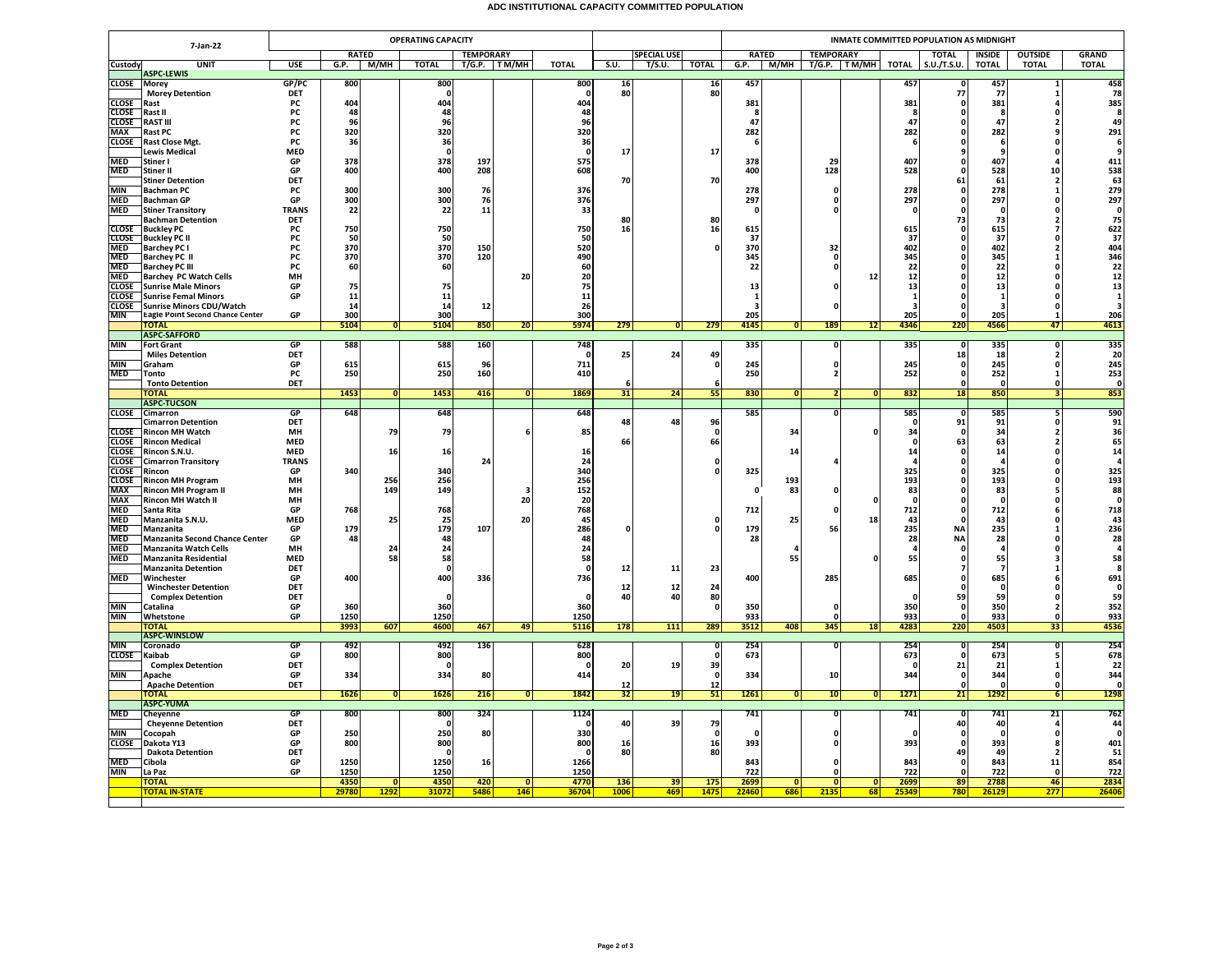# ADC INSTITUTIONAL CAPACITY COMMITTED POPULATION

| 7-Jan-22 | | | OPERATING CAPACITY | | | | | | | | | | INMATE COMMITTED POPULATION AS MIDNIGHT | | | | | | | | | |
|---|---|---|---|---|---|---|---|---|---|---|---|---|---|---|---|---|---|---|---|---|---|---|
| | | | RATED | | | TEMPORARY | | | | SPECIAL USE | | | RATED | | TEMPORARY | | | TOTAL | INSIDE | OUTSIDE | GRAND |
| Custody | UNIT | USE | G.P. | M/MH | TOTAL | T/G.P. | T M/MH | TOTAL | S.U. | T/S.U. | TOTAL | G.P. | M/MH | T/G.P. | T M/MH | TOTAL | S.U./T.S.U. | TOTAL | TOTAL | TOTAL |
| | **ASPC-LEWIS** | | | | | | | | | | | | | | | | | | | |
| CLOSE | Morey | GP/PC | 800 | | 800 | | | 800 | 16 | | 16 | 457 | | | | 457 | 0 | 457 | 1 | 458 |
| | Morey Detention | DET | | | 0 | | | 0 | 80 | | 80 | | | | | | 77 | 77 | 1 | 78 |
| CLOSE | Rast | PC | 404 | | 404 | | | 404 | | | | 381 | | | | 381 | 0 | 381 | 4 | 385 |
| CLOSE | Rast II | PC | 48 | | 48 | | | 48 | | | | 8 | | | | 8 | 0 | 8 | 0 | 8 |
| CLOSE | RAST III | PC | 96 | | 96 | | | 96 | | | | 47 | | | | 47 | 0 | 47 | 2 | 49 |
| MAX | Rast PC | PC | 320 | | 320 | | | 320 | | | | 282 | | | | 282 | 0 | 282 | 9 | 291 |
| CLOSE | Rast Close Mgt. | PC | 36 | | 36 | | | 36 | | | | 6 | | | | 6 | 0 | 6 | 0 | 6 |
| | Lewis Medical | MED | | | 0 | | | 0 | 17 | | 17 | | | | | | 9 | 9 | 0 | 9 |
| MED | Stiner I | GP | 378 | | 378 | 197 | | 575 | | | | 378 | | 29 | | 407 | 0 | 407 | 4 | 411 |
| MED | Stiner II | GP | 400 | | 400 | 208 | | 608 | | | | 400 | | 128 | | 528 | 0 | 528 | 10 | 538 |
| | Stiner Detention | DET | | | | | | | 70 | | 70 | | | | | | 61 | 61 | 2 | 63 |
| MIN | Bachman PC | PC | 300 | | 300 | 76 | | 376 | | | | 278 | | 0 | | 278 | 0 | 278 | 1 | 279 |
| MED | Bachman GP | GP | 300 | | 300 | 76 | | 376 | | | | 297 | | 0 | | 297 | 0 | 297 | 0 | 297 |
| MED | Stiner Transitory | TRANS | 22 | | 22 | 11 | | 33 | | | | 0 | | 0 | | 0 | 0 | 0 | 0 | 0 |
| | Bachman Detention | DET | | | | | | | 80 | | 80 | | | | | | 73 | 73 | 2 | 75 |
| CLOSE | Buckley PC | PC | 750 | | 750 | | | 750 | 16 | | 16 | 615 | | | | 615 | 0 | 615 | 7 | 622 |
| CLOSE | Buckley PC II | PC | 50 | | 50 | | | 50 | | | | 37 | | | | 37 | 0 | 37 | 0 | 37 |
| MED | Barchey PC I | PC | 370 | | 370 | 150 | | 520 | | | 0 | 370 | | 32 | | 402 | 0 | 402 | 2 | 404 |
| MED | Barchey PC II | PC | 370 | | 370 | 120 | | 490 | | | | 345 | | 0 | | 345 | 0 | 345 | 1 | 346 |
| MED | Barchey PC III | PC | 60 | | 60 | | | 60 | | | | 22 | | 0 | | 22 | 0 | 22 | 0 | 22 |
| MED | Barchey PC Watch Cells | MH | | | | | 20 | 20 | | | | | | | 12 | 12 | 0 | 12 | 0 | 12 |
| CLOSE | Sunrise Male Minors | GP | 75 | | 75 | | | 75 | | | | 13 | | 0 | | 13 | 0 | 13 | 0 | 13 |
| CLOSE | Sunrise Femal Minors | GP | 11 | | 11 | | | 11 | | | | 1 | | | | 1 | 0 | 1 | 0 | 1 |
| CLOSE | Sunrise Minors CDU/Watch | | 14 | | 14 | 12 | | 26 | | | | 3 | | 0 | | 3 | 0 | 3 | 0 | 3 |
| MIN | Eagle Point Second Chance Center | GP | 300 | | 300 | | | 300 | | | | 205 | | | | 205 | 0 | 205 | 1 | 206 |
| | **TOTAL** | | **5104** | **0** | **5104** | **850** | **20** | **5974** | **279** | **0** | **279** | **4145** | **0** | **189** | **12** | **4346** | **220** | **4566** | **47** | **4613** |
| | **ASPC-SAFFORD** | | | | | | | | | | | | | | | | | | | |
| MIN | Fort Grant | GP | 588 | | 588 | 160 | | 748 | | | | 335 | | 0 | | 335 | 0 | 335 | 0 | 335 |
| | Miles Detention | DET | | | | | | 0 | 25 | 24 | 49 | | | | | | 18 | 18 | 2 | 20 |
| MIN | Graham | GP | 615 | | 615 | 96 | | 711 | | | 0 | 245 | | 0 | | 245 | 0 | 245 | 0 | 245 |
| MED | Tonto | PC | 250 | | 250 | 160 | | 410 | | | | 250 | | 2 | | 252 | 0 | 252 | 1 | 253 |
| | Tonto Detention | DET | | | | | | | 6 | | 6 | | | | | | 0 | 0 | 0 | 0 |
| | **TOTAL** | | **1453** | **0** | **1453** | **416** | **0** | **1869** | **31** | **24** | **55** | **830** | **0** | **2** | **0** | **832** | **18** | **850** | **3** | **853** |
| | **ASPC-TUCSON** | | | | | | | | | | | | | | | | | | | |
| CLOSE | Cimarron | GP | 648 | | 648 | | | 648 | | | | 585 | | 0 | | 585 | 0 | 585 | 5 | 590 |
| | Cimarron Detention | DET | | | | | | | 48 | 48 | 96 | | | | | 0 | 91 | 91 | 0 | 91 |
| CLOSE | Rincon MH Watch | MH | | 79 | 79 | | 6 | 85 | | | 0 | | 34 | | 0 | 34 | 0 | 34 | 2 | 36 |
| CLOSE | Rincon Medical | MED | | | | | | | 66 | | 66 | | | | | 0 | 63 | 63 | 2 | 65 |
| CLOSE | Rincon S.N.U. | MED | | 16 | 16 | | | 16 | | | | | 14 | | | 14 | 0 | 14 | 0 | 14 |
| CLOSE | Cimarron Transitory | TRANS | | | | 24 | | 24 | | | 0 | | | 4 | | 4 | 0 | 4 | 0 | 4 |
| CLOSE | Rincon | GP | 340 | | 340 | | | 340 | | | 0 | 325 | | | | 325 | 0 | 325 | 0 | 325 |
| CLOSE | Rincon MH Program | MH | | 256 | 256 | | | 256 | | | | | 193 | | | 193 | 0 | 193 | 0 | 193 |
| MAX | Rincon MH Program II | MH | | 149 | 149 | | 3 | 152 | | | | 0 | 83 | 0 | | 83 | 0 | 83 | 5 | 88 |
| MAX | Rincon MH Watch II | MH | | | | | 20 | 20 | | | | | | | 0 | 0 | 0 | 0 | 0 | 0 |
| MED | Santa Rita | GP | 768 | | 768 | | | 768 | | | | 712 | | 0 | | 712 | 0 | 712 | 6 | 718 |
| MED | Manzanita S.N.U. | MED | | 25 | 25 | | 20 | 45 | | | 0 | | 25 | | 18 | 43 | 0 | 43 | 0 | 43 |
| MED | Manzanita | GP | 179 | | 179 | 107 | | 286 | 0 | | 0 | 179 | | 56 | | 235 | NA | 235 | 1 | 236 |
| MED | Manzanita Second Chance Center | GP | 48 | | 48 | | | 48 | | | | 28 | | | | 28 | NA | 28 | 0 | 28 |
| MED | Manzanita Watch Cells | MH | | 24 | 24 | | | 24 | | | | | 4 | | | 4 | 0 | 4 | 0 | 4 |
| MED | Manzanita Residential | MED | | 58 | 58 | | | 58 | | | | | 55 | | 0 | 55 | 0 | 55 | 3 | 58 |
| | Manzanita Detention | DET | | | 0 | | | 0 | 12 | 11 | 23 | | | | | | 7 | 7 | 1 | 8 |
| MED | Winchester | GP | 400 | | 400 | 336 | | 736 | | | | 400 | | 285 | | 685 | 0 | 685 | 6 | 691 |
| | Winchester Detention | DET | | | | | | | 12 | 12 | 24 | | | | | | 0 | 0 | 0 | 0 |
| | Complex Detention | DET | | | 0 | | | 0 | 40 | 40 | 80 | | | | | 0 | 59 | 59 | 0 | 59 |
| MIN | Catalina | GP | 360 | | 360 | | | 360 | | | 0 | 350 | | 0 | | 350 | 0 | 350 | 2 | 352 |
| MIN | Whetstone | GP | 1250 | | 1250 | | | 1250 | | | | 933 | | 0 | | 933 | 0 | 933 | 0 | 933 |
| | **TOTAL** | | **3993** | **607** | **4600** | **467** | **49** | **5116** | **178** | **111** | **289** | **3512** | **408** | **345** | **18** | **4283** | **220** | **4503** | **33** | **4536** |
| | **ASPC-WINSLOW** | | | | | | | | | | | | | | | | | | | |
| MIN | Coronado | GP | 492 | | 492 | 136 | | 628 | | | 0 | 254 | | 0 | | 254 | 0 | 254 | 0 | 254 |
| CLOSE | Kaibab | GP | 800 | | 800 | | | 800 | | | 0 | 673 | | | | 673 | 0 | 673 | 5 | 678 |
| | Complex Detention | DET | | | 0 | | | 0 | 20 | 19 | 39 | | | | | 0 | 21 | 21 | 1 | 22 |
| MIN | Apache | GP | 334 | | 334 | 80 | | 414 | | | 0 | 334 | | 10 | | 344 | 0 | 344 | 0 | 344 |
| | Apache Detention | DET | | | | | | | 12 | | 12 | | | | | | 0 | 0 | 0 | 0 |
| | **TOTAL** | | **1626** | **0** | **1626** | **216** | **0** | **1842** | **32** | **19** | **51** | **1261** | **0** | **10** | **0** | **1271** | **21** | **1292** | **6** | **1298** |
| | **ASPC-YUMA** | | | | | | | | | | | | | | | | | | | |
| MED | Cheyenne | GP | 800 | | 800 | 324 | | 1124 | | | | 741 | | 0 | | 741 | 0 | 741 | 21 | 762 |
| | Cheyenne Detention | DET | | | 0 | | | 0 | 40 | 39 | 79 | | | | | | 40 | 40 | 4 | 44 |
| MIN | Cocopah | GP | 250 | | 250 | 80 | | 330 | | | 0 | 0 | | 0 | | 0 | 0 | 0 | 0 | 0 |
| CLOSE | Dakota Y13 | GP | 800 | | 800 | | | 800 | 16 | | 16 | 393 | | 0 | | 393 | 0 | 393 | 8 | 401 |
| | Dakota Detention | DET | | | 0 | | | 0 | 80 | | 80 | | | | | | 49 | 49 | 2 | 51 |
| MED | Cibola | GP | 1250 | | 1250 | 16 | | 1266 | | | | 843 | | 0 | | 843 | 0 | 843 | 11 | 854 |
| MIN | La Paz | GP | 1250 | | 1250 | | | 1250 | | | | 722 | | 0 | | 722 | 0 | 722 | 0 | 722 |
| | **TOTAL** | | **4350** | **0** | **4350** | **420** | **0** | **4770** | **136** | **39** | **175** | **2699** | **0** | **0** | **0** | **2699** | **89** | **2788** | **46** | **2834** |
| | **TOTAL IN-STATE** | | **29780** | **1292** | **31072** | **5486** | **146** | **36704** | **1006** | **469** | **1475** | **22460** | **686** | **2135** | **68** | **25349** | **780** | **26129** | **277** | **26406** |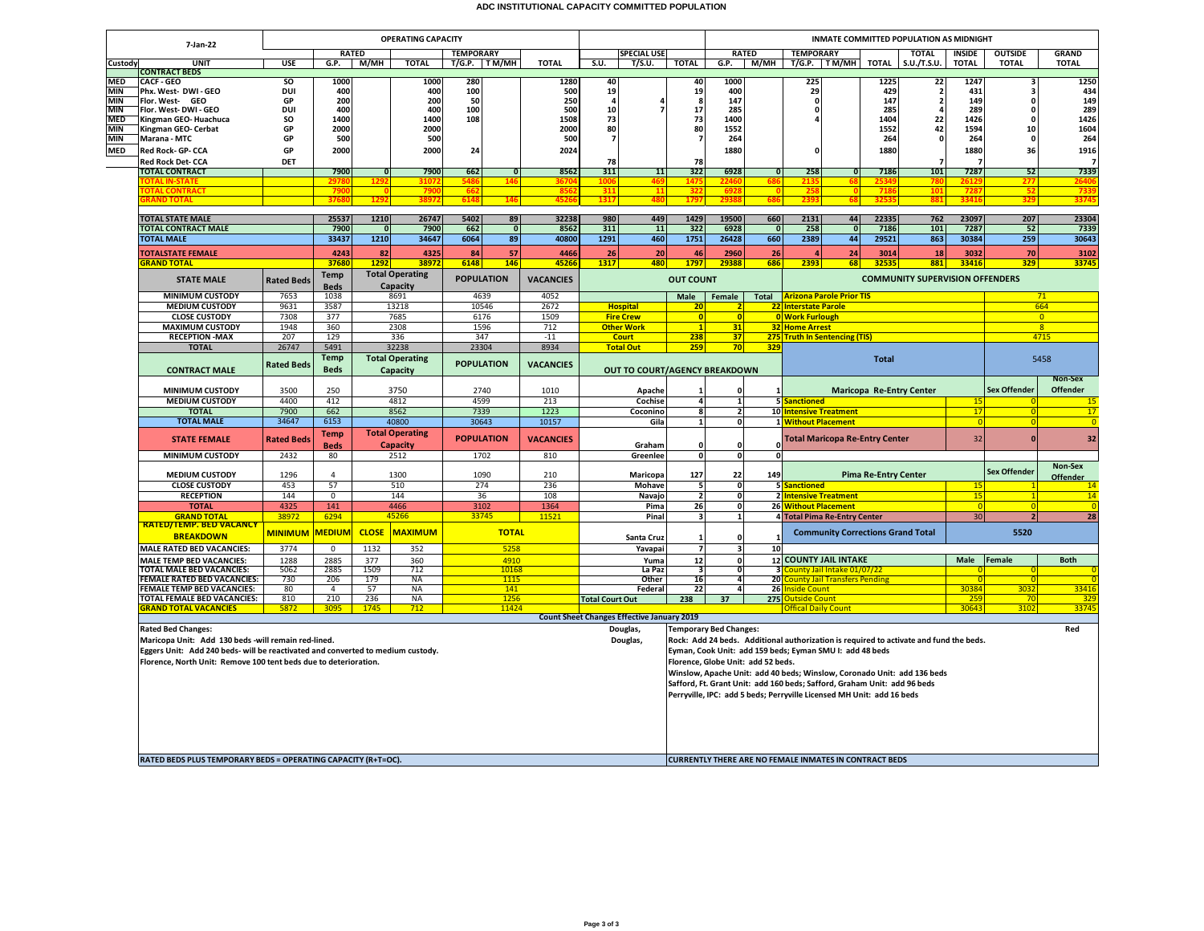# ADC INSTITUTIONAL CAPACITY COMMITTED POPULATION

**7-Jan-22**

| Custody | UNIT | USE | OPERATING CAPACITY RATED G.P. | RATED M/MH | RATED TOTAL | TEMPORARY T/G.P. | TEMPORARY T M/MH | TOTAL | SPECIAL USE S.U. | SPECIAL USE T/S.U. | SPECIAL USE TOTAL | INMATE COMMITTED POPULATION AS MIDNIGHT RATED G.P. | RATED M/MH | TEMPORARY T/G.P. | TEMPORARY T M/MH | TOTAL | TOTAL S.U./T.S.U. | INSIDE TOTAL | OUTSIDE TOTAL | GRAND TOTAL |
|---|---|---|---|---|---|---|---|---|---|---|---|---|---|---|---|---|---|---|---|---|
| | **CONTRACT BEDS** | | | | | | | | | | | | | | | | | | | |
| MED | CACF - GEO | SO | 1000 | | 1000 | 280 | | 1280 | 40 | | 40 | 1000 | | 225 | | 1225 | 22 | 1247 | 3 | 1250 |
| MIN | Phx. West- DWI - GEO | DUI | 400 | | 400 | 100 | | 500 | 19 | | 19 | 400 | | 29 | | 429 | 2 | 431 | 3 | 434 |
| MIN | Flor. West- GEO | GP | 200 | | 200 | 50 | | 250 | 4 | 4 | 8 | 147 | | 0 | | 147 | 2 | 149 | 0 | 149 |
| MIN | Flor. West- DWI - GEO | DUI | 400 | | 400 | 100 | | 500 | 10 | 7 | 17 | 285 | | 0 | | 285 | 4 | 289 | 0 | 289 |
| MED | Kingman GEO- Huachuca | SO | 1400 | | 1400 | 108 | | 1508 | 73 | | 73 | 1400 | | 4 | | 1404 | 22 | 1426 | 0 | 1426 |
| MIN | Kingman GEO- Cerbat | GP | 2000 | | 2000 | | | 2000 | 80 | | 80 | 1552 | | | | 1552 | 42 | 1594 | 10 | 1604 |
| MIN | Marana - MTC | GP | 500 | | 500 | | | 500 | 7 | | 7 | 264 | | | | 264 | 0 | 264 | 0 | 264 |
| MED | Red Rock- GP- CCA | GP | 2000 | | 2000 | 24 | | 2024 | | | | 1880 | | 0 | | 1880 | | 1880 | 36 | 1916 |
| | Red Rock Det- CCA | DET | | | | | | | 78 | | 78 | | | | | | 7 | 7 | | 7 |
| | TOTAL CONTRACT | | 7900 | 0 | 7900 | 662 | 0 | 8562 | 311 | 11 | 322 | 6928 | 0 | 258 | 0 | 7186 | 101 | 7287 | 52 | 7339 |
| | TOTAL IN-STATE | | 29780 | 1292 | 31072 | 5486 | 146 | 36704 | 1006 | 469 | 1475 | 22460 | 686 | 2135 | 68 | 25349 | 780 | 26129 | 277 | 26406 |
| | TOTAL CONTRACT | | 7900 | 0 | 7900 | 662 | 0 | 8562 | 311 | 11 | 322 | 6928 | 0 | 258 | 0 | 7186 | 101 | 7287 | 52 | 7339 |
| | GRAND TOTAL | | 37680 | 1292 | 38972 | 6148 | 146 | 45266 | 1317 | 480 | 1797 | 29388 | 686 | 2393 | 68 | 32535 | 881 | 33416 | 329 | 33745 |
| | TOTAL STATE MALE | | 25537 | 1210 | 26747 | 5402 | 89 | 32238 | 980 | 449 | 1429 | 19500 | 660 | 2131 | 44 | 22335 | 762 | 23097 | 207 | 23304 |
| | TOTAL CONTRACT MALE | | 7900 | 0 | 7900 | 662 | 0 | 8562 | 311 | 11 | 322 | 6928 | 0 | 258 | 0 | 7186 | 101 | 7287 | 52 | 7339 |
| | TOTAL MALE | | 33437 | 1210 | 34647 | 6064 | 89 | 40800 | 1291 | 460 | 1751 | 26428 | 660 | 2389 | 44 | 29521 | 863 | 30384 | 259 | 30643 |
| | TOTALSTATE FEMALE | | 4243 | 82 | 4325 | 84 | 57 | 4466 | 26 | 20 | 46 | 2960 | 26 | 4 | 24 | 3014 | 18 | 3032 | 70 | 3102 |
| | GRAND TOTAL | | 37680 | 1292 | 38972 | 6148 | 146 | 45266 | 1317 | 480 | 1797 | 29388 | 686 | 2393 | 68 | 32535 | 881 | 33416 | 329 | 33745 |

| STATE MALE | Rated Beds | Temp Beds | Total Operating Capacity | POPULATION | VACANCIES |
|---|---|---|---|---|---|
| MINIMUM CUSTODY | 7653 | 1038 | 8691 | 4639 | 4052 |
| MEDIUM CUSTODY | 9631 | 3587 | 13218 | 10546 | 2672 |
| CLOSE CUSTODY | 7308 | 377 | 7685 | 6176 | 1509 |
| MAXIMUM CUSTODY | 1948 | 360 | 2308 | 1596 | 712 |
| RECEPTION -MAX | 207 | 129 | 336 | 347 | -11 |
| TOTAL | 26747 | 5491 | 32238 | 23304 | 8934 |

| CONTRACT MALE | Rated Beds | Temp Beds | Total Operating Capacity | POPULATION | VACANCIES |
|---|---|---|---|---|---|
| MINIMUM CUSTODY | 3500 | 250 | 3750 | 2740 | 1010 |
| MEDIUM CUSTODY | 4400 | 412 | 4812 | 4599 | 213 |
| TOTAL | 7900 | 662 | 8562 | 7339 | 1223 |
| TOTAL MALE | 34647 | 6153 | 40800 | 30643 | 10157 |

| STATE FEMALE | Rated Beds | Temp Beds | Total Operating Capacity | POPULATION | VACANCIES |
|---|---|---|---|---|---|
| MINIMUM CUSTODY | 2432 | 80 | 2512 | 1702 | 810 |
| MEDIUM CUSTODY | 1296 | 4 | 1300 | 1090 | 210 |
| CLOSE CUSTODY | 453 | 57 | 510 | 274 | 236 |
| RECEPTION | 144 | 0 | 144 | 36 | 108 |
| TOTAL | 4325 | 141 | 4466 | 3102 | 1364 |
| GRAND TOTAL | 38972 | 6294 | 45266 | 33745 | 11521 |

| RATED/TEMP. BED VACANCY BREAKDOWN | MINIMUM | MEDIUM | CLOSE | MAXIMUM | TOTAL |
|---|---|---|---|---|---|
| MALE RATED BED VACANCIES: | 3774 | 0 | 1132 | 352 | 5258 |
| MALE TEMP BED VACANCIES: | 1288 | 2885 | 377 | 360 | 4910 |
| TOTAL MALE BED VACANCIES: | 5062 | 2885 | 1509 | 712 | 10168 |
| FEMALE RATED BED VACANCIES: | 730 | 206 | 179 | NA | 1115 |
| FEMALE TEMP BED VACANCIES: | 80 | 4 | 57 | NA | 141 |
| TOTAL FEMALE BED VACANCIES: | 810 | 210 | 236 | NA | 1256 |
| GRAND TOTAL VACANCIES | 5872 | 3095 | 1745 | 712 | 11424 |

**OUT COUNT**

| | Male | Female | Total |
|---|---|---|---|
| Hospital | 20 | 2 | 22 |
| Fire Crew | 0 | 0 | 0 |
| Other Work | 1 | 31 | 32 |
| Court | 238 | 37 | 275 |
| Total Out | 259 | 70 | 329 |

**OUT TO COURT/AGENCY BREAKDOWN**

| | Male | Female | Total |
|---|---|---|---|
| Apache | 1 | 0 | 1 |
| Cochise | 4 | 1 | 5 |
| Coconino | 8 | 2 | 10 |
| Gila | 1 | 0 | 1 |
| Graham | 0 | 0 | 0 |
| Greenlee | 0 | 0 | 0 |
| Maricopa | 127 | 22 | 149 |
| Mohave | 5 | 0 | 5 |
| Navajo | 2 | 0 | 2 |
| Pima | 26 | 0 | 26 |
| Pinal | 3 | 1 | 4 |
| Santa Cruz | 1 | 0 | 1 |
| Yavapai | 7 | 3 | 10 |
| Yuma | 12 | 0 | 12 |
| La Paz | 3 | 0 | 3 |
| Other | 16 | 4 | 20 |
| Federal | 22 | 4 | 26 |
| Total Court Out | 238 | 37 | 275 |

**COMMUNITY SUPERVISION OFFENDERS**

| | |
|---|---|
| Arizona Parole Prior TIS | 71 |
| Interstate Parole | 664 |
| Work Furlough | 0 |
| Home Arrest | 8 |
| Truth In Sentencing (TIS) | 4715 |
| Total | 5458 |

| Maricopa Re-Entry Center | | Sex Offender | Non-Sex Offender |
|---|---|---|---|
| Sanctioned | 15 | 0 | 15 |
| Intensive Treatment | 17 | 0 | 17 |
| Without Placement | 0 | 0 | 0 |
| Total Maricopa Re-Entry Center | 32 | 0 | 32 |

| Pima Re-Entry Center | | Sex Offender | Non-Sex Offender |
|---|---|---|---|
| Sanctioned | 15 | 1 | 14 |
| Intensive Treatment | 15 | 1 | 14 |
| Without Placement | 0 | 0 | 0 |
| Total Pima Re-Entry Center | 30 | 2 | 28 |

| Community Corrections Grand Total | 5520 |
|---|---|

| COUNTY JAIL INTAKE | Male | Female | Both |
|---|---|---|---|
| County Jail Intake 01/07/22 | 0 | 0 | 0 |
| County Jail Transfers Pending | 0 | 0 | 0 |
| Inside Count | 30384 | 3032 | 33416 |
| Outside Count | 259 | 70 | 329 |
| Offical Daily Count | 30643 | 3102 | 33745 |

**Count Sheet Changes Effective January 2019**

**Rated Bed Changes:**

Maricopa Unit: Add 130 beds -will remain red-lined.

Eggers Unit: Add 240 beds- will be reactivated and converted to medium custody.

Florence, North Unit: Remove 100 tent beds due to deterioration.

Douglas, Douglas,

**Temporary Bed Changes:**

Red Rock: Add 24 beds. Additional authorization is required to activate and fund the beds.

Eyman, Cook Unit: add 159 beds; Eyman SMU I: add 48 beds

Florence, Globe Unit: add 52 beds.

Winslow, Apache Unit: add 40 beds; Winslow, Coronado Unit: add 136 beds

Safford, Ft. Grant Unit: add 160 beds; Safford, Graham Unit: add 96 beds

Perryville, IPC: add 5 beds; Perryville Licensed MH Unit: add 16 beds

RATED BEDS PLUS TEMPORARY BEDS = OPERATING CAPACITY (R+T=OC).

CURRENTLY THERE ARE NO FEMALE INMATES IN CONTRACT BEDS